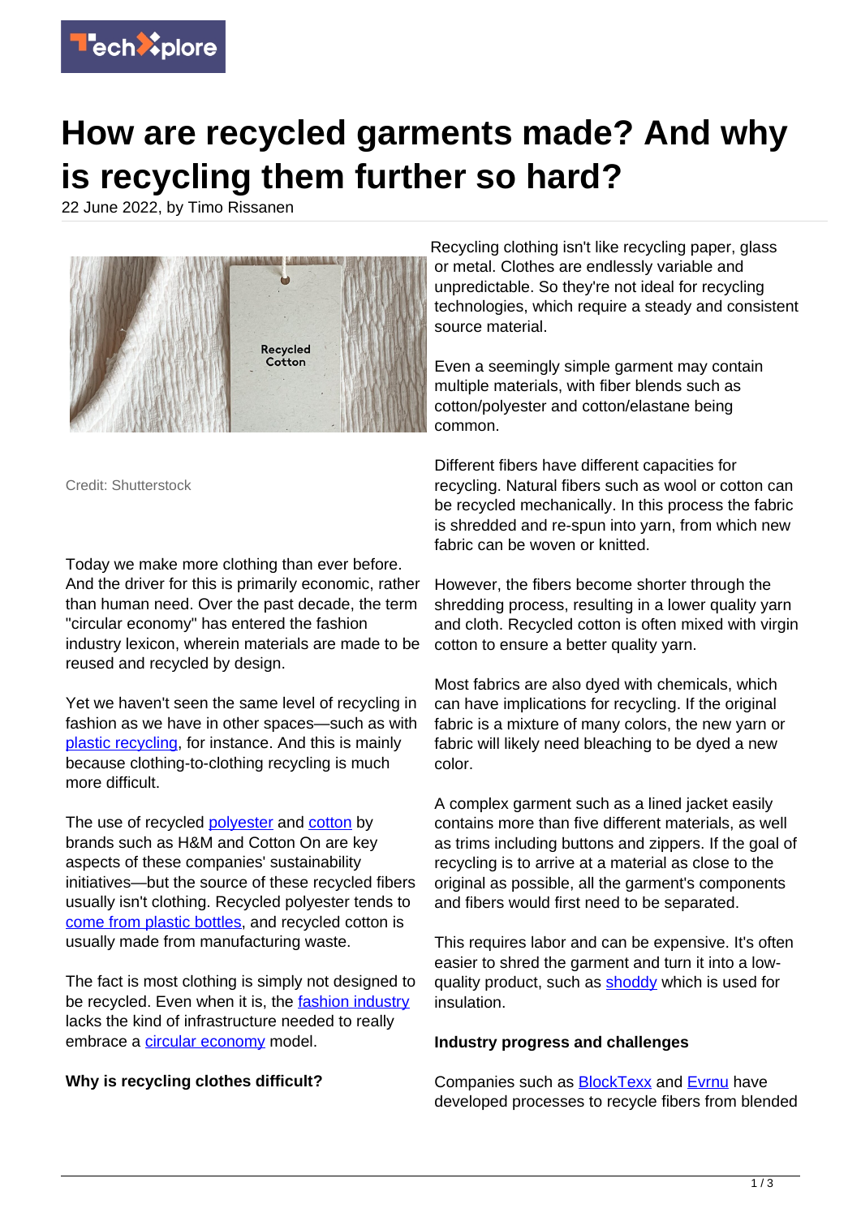# How are recycled garments made? And why is recycling them further so hard?

22 June 2022, by Timo Rissanen

Credit: Shutterstock

Today we make more clothing than ever before. And the driver for this is primarily economic, rather than human need. Over the past decade, the term "circular economy" has entered the fashion industry lexicon, wherein materials are made to be reused and recycled by design.

Yet we haven't seen the same level of recycling in fashion as we have in other spaces—such as with plastic recycling, for instance. And this is mainly because clothing-to-clothing recycling is much more difficult.

The use of recycled polyester and cotton by brands such as H&M and Cotton On are key aspects of these companies' sustainability initiatives—but the source of these recycled fibers usually isn't clothing. Recycled polyester tends to come from plastic bottles, and recycled cotton is usually made from manufacturing waste.

The fact is most clothing is simply not designed to be recycled. Even when it is, the fashion industry lacks the kind of infrastructure needed to really embrace a circular economy model.

**Why is recycling clothes difficult?**

Recycling clothing isn't like recycling paper, glass or metal. Clothes are endlessly variable and unpredictable. So they're not ideal for recycling technologies, which require a steady and consistent source material.

Even a seemingly simple garment may contain multiple materials, with fiber blends such as cotton/polyester and cotton/elastane being common.

Different fibers have different capacities for recycling. Natural fibers such as wool or cotton can be recycled mechanically. In this process the fabric is shredded and re-spun into yarn, from which new fabric can be woven or knitted.

However, the fibers become shorter through the shredding process, resulting in a lower quality yarn and cloth. Recycled cotton is often mixed with virgin cotton to ensure a better quality yarn.

Most fabrics are also dyed with chemicals, which can have implications for recycling. If the original fabric is a mixture of many colors, the new yarn or fabric will likely need bleaching to be dyed a new color.

A complex garment such as a lined jacket easily contains more than five different materials, as well as trims including buttons and zippers. If the goal of recycling is to arrive at a material as close to the original as possible, all the garment's components and fibers would first need to be separated.

This requires labor and can be expensive. It's often easier to shred the garment and turn it into a low-quality product, such as shoddy which is used for insulation.

**Industry progress and challenges**

Companies such as BlockTexx and Evrnu have developed processes to recycle fibers from blended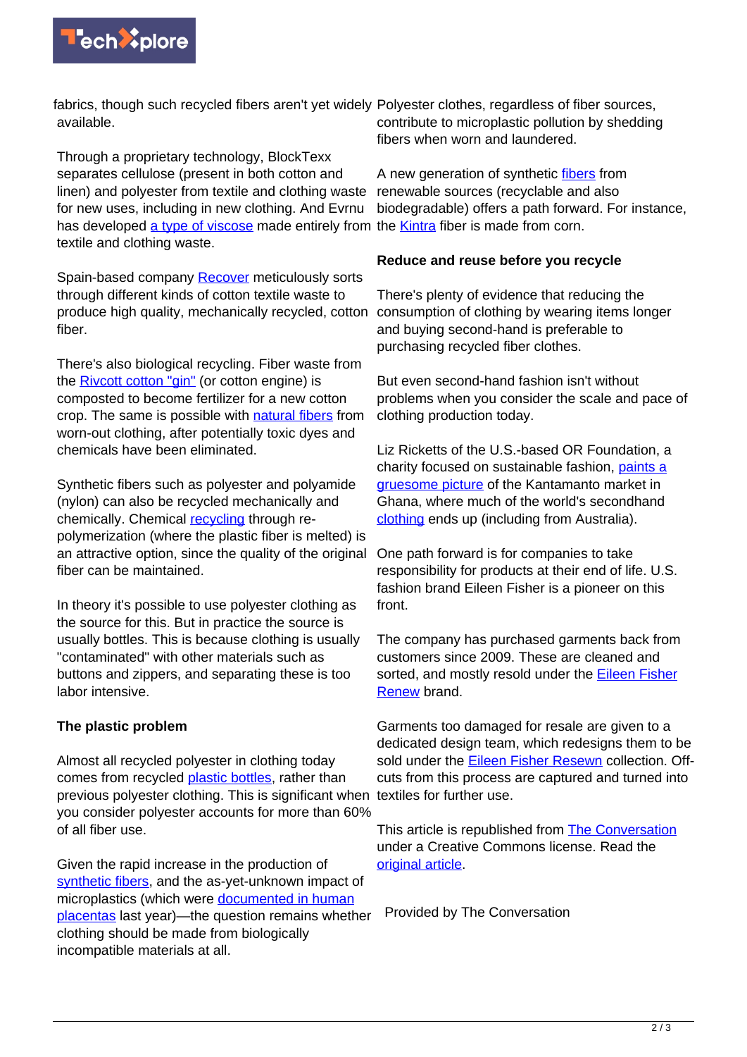fabrics, though such recycled fibers aren't yet widely available.

Through a proprietary technology, BlockTexx separates cellulose (present in both cotton and linen) and polyester from textile and clothing waste for new uses, including in new clothing. And Evrnu has developed a type of viscose made entirely from textile and clothing waste.

Spain-based company Recover meticulously sorts through different kinds of cotton textile waste to produce high quality, mechanically recycled, cotton fiber.

There's also biological recycling. Fiber waste from the Rivcott cotton "gin" (or cotton engine) is composted to become fertilizer for a new cotton crop. The same is possible with natural fibers from worn-out clothing, after potentially toxic dyes and chemicals have been eliminated.

Synthetic fibers such as polyester and polyamide (nylon) can also be recycled mechanically and chemically. Chemical recycling through re-polymerization (where the plastic fiber is melted) is an attractive option, since the quality of the original fiber can be maintained.

In theory it's possible to use polyester clothing as the source for this. But in practice the source is usually bottles. This is because clothing is usually "contaminated" with other materials such as buttons and zippers, and separating these is too labor intensive.

**The plastic problem**

Almost all recycled polyester in clothing today comes from recycled plastic bottles, rather than previous polyester clothing. This is significant when you consider polyester accounts for more than 60% of all fiber use.

Given the rapid increase in the production of synthetic fibers, and the as-yet-unknown impact of microplastics (which were documented in human placentas last year)—the question remains whether clothing should be made from biologically incompatible materials at all.

Polyester clothes, regardless of fiber sources, contribute to microplastic pollution by shedding fibers when worn and laundered.

A new generation of synthetic fibers from renewable sources (recyclable and also biodegradable) offers a path forward. For instance, the Kintra fiber is made from corn.

**Reduce and reuse before you recycle**

There's plenty of evidence that reducing the consumption of clothing by wearing items longer and buying second-hand is preferable to purchasing recycled fiber clothes.

But even second-hand fashion isn't without problems when you consider the scale and pace of clothing production today.

Liz Ricketts of the U.S.-based OR Foundation, a charity focused on sustainable fashion, paints a gruesome picture of the Kantamanto market in Ghana, where much of the world's secondhand clothing ends up (including from Australia).

One path forward is for companies to take responsibility for products at their end of life. U.S. fashion brand Eileen Fisher is a pioneer on this front.

The company has purchased garments back from customers since 2009. These are cleaned and sorted, and mostly resold under the Eileen Fisher Renew brand.

Garments too damaged for resale are given to a dedicated design team, which redesigns them to be sold under the Eileen Fisher Resewn collection. Off-cuts from this process are captured and turned into textiles for further use.

This article is republished from The Conversation under a Creative Commons license. Read the original article.

Provided by The Conversation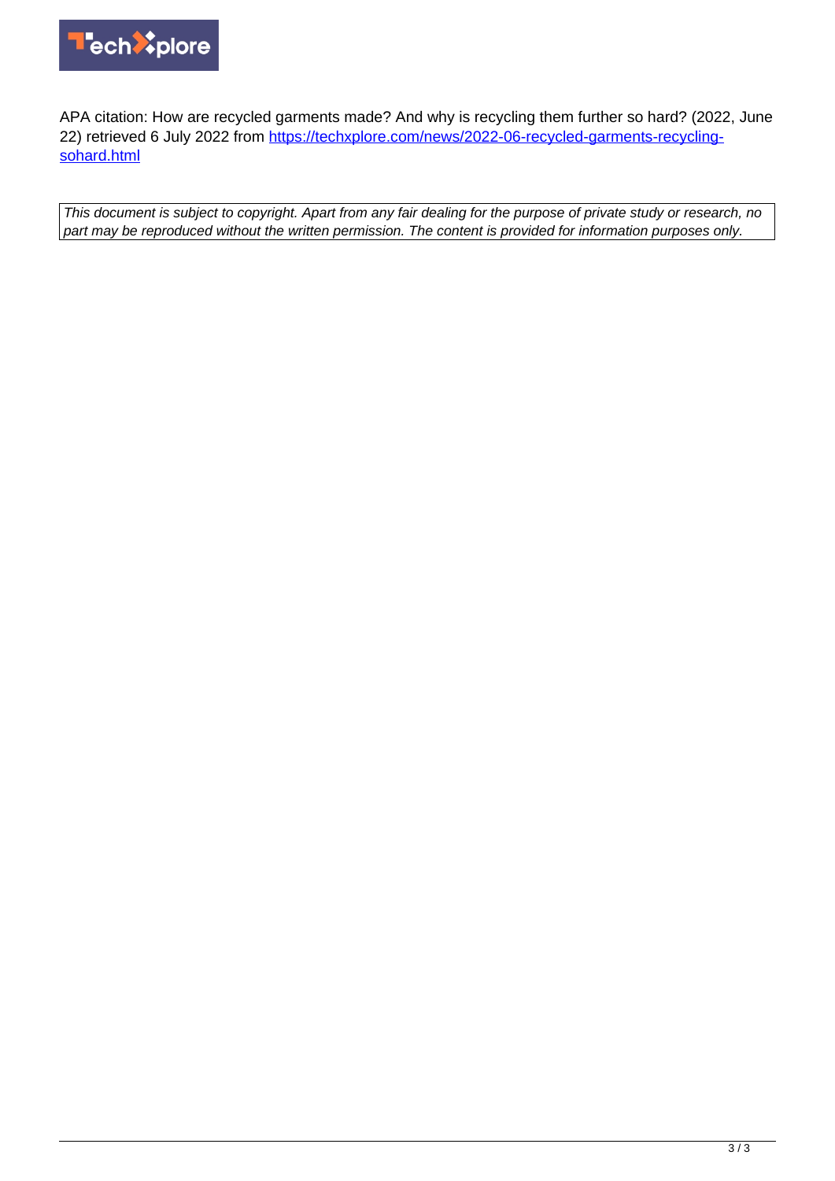APA citation: How are recycled garments made? And why is recycling them further so hard? (2022, June 22) retrieved 6 July 2022 from [https://techxplore.com/news/2022-06-recycled-garments-recycling-sohard.html](https://techxplore.com/news/2022-06-recycled-garments-recycling-sohard.html)

*This document is subject to copyright. Apart from any fair dealing for the purpose of private study or research, no part may be reproduced without the written permission. The content is provided for information purposes only.*